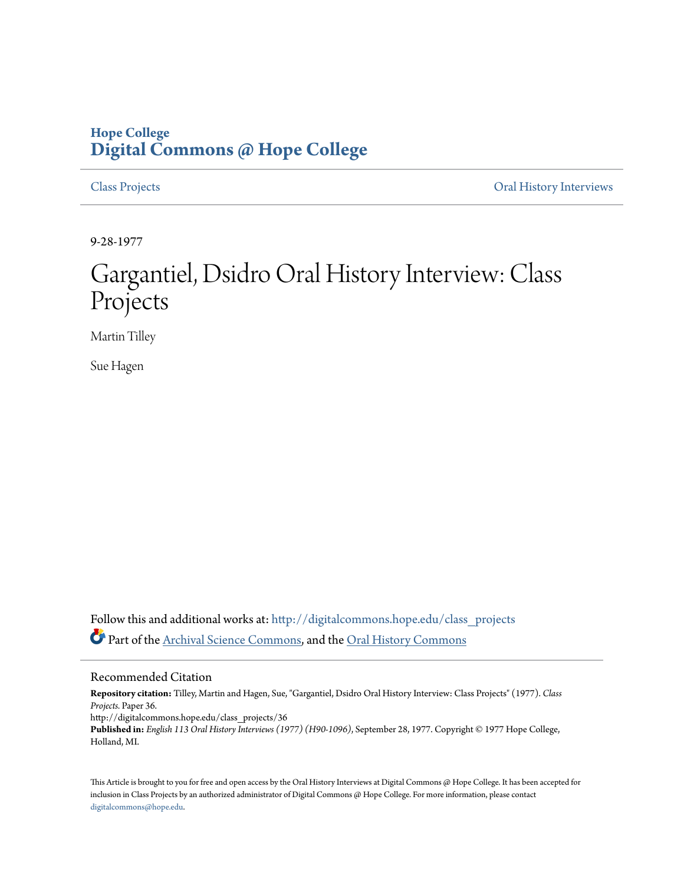# Hope College
# Digital Commons @ Hope College

Class Projects | Oral History Interviews

9-28-1977

# Gargantiel, Dsidro Oral History Interview: Class Projects

Martin Tilley

Sue Hagen

Follow this and additional works at: http://digitalcommons.hope.edu/class_projects

Part of the Archival Science Commons, and the Oral History Commons

## Recommended Citation

**Repository citation:** Tilley, Martin and Hagen, Sue, "Gargantiel, Dsidro Oral History Interview: Class Projects" (1977). *Class Projects.* Paper 36.
http://digitalcommons.hope.edu/class_projects/36
**Published in:** *English 113 Oral History Interviews (1977) (H90-1096)*, September 28, 1977. Copyright © 1977 Hope College, Holland, MI.

This Article is brought to you for free and open access by the Oral History Interviews at Digital Commons @ Hope College. It has been accepted for inclusion in Class Projects by an authorized administrator of Digital Commons @ Hope College. For more information, please contact digitalcommons@hope.edu.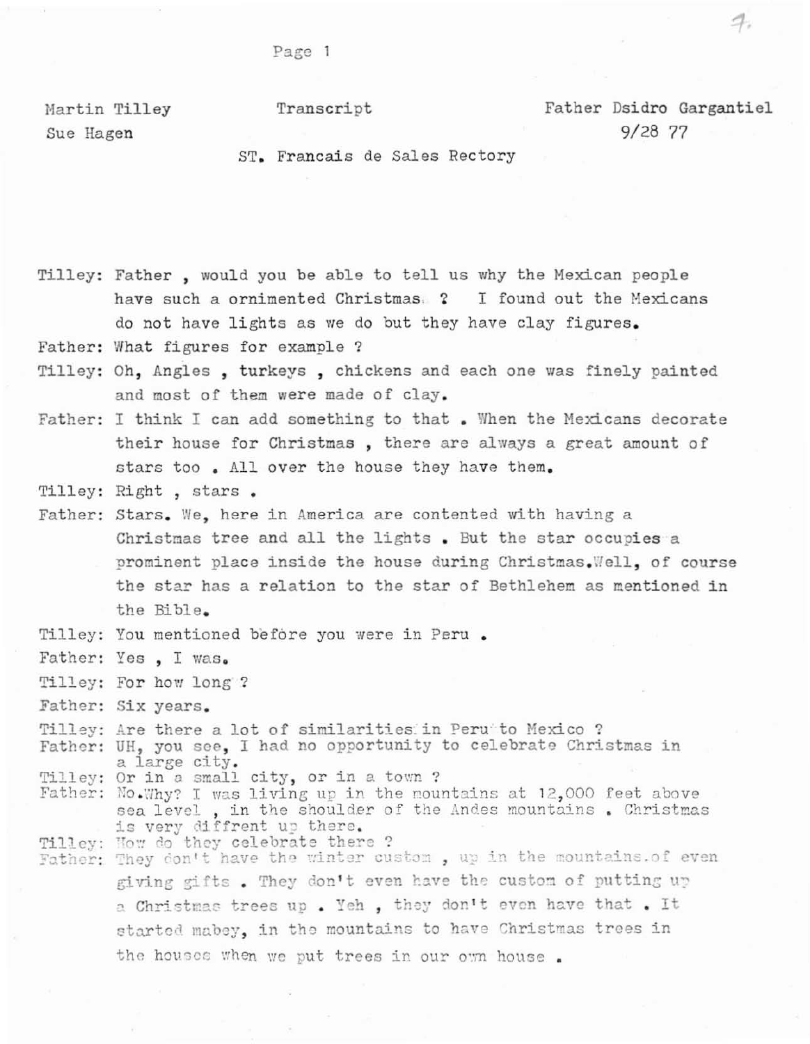Martin Tilley  
Sue Hagen

Transcript

Father Dsidro Gargantiel  
9/28 77

ST. Francais de Sales Rectory

Tilley: Father , would you be able to tell us why the Mexican people have such a ornimented Christmas ? I found out the Mexicans do not have lights as we do but they have clay figures.

Father: What figures for example ?

Tilley: Oh, Angles , turkeys , chickens and each one was finely painted and most of them were made of clay.

Father: I think I can add something to that . When the Mexicans decorate their house for Christmas , there are always a great amount of stars too . All over the house they have them.

Tilley: Right , stars .

Father: Stars. We, here in America are contented with having a Christmas tree and all the lights . But the star occupies a prominent place inside the house during Christmas.Well, of course the star has a relation to the star of Bethlehem as mentioned in the Bible.

Tilley: You mentioned before you were in Peru .

Father: Yes , I was.

Tilley: For how long ?

Father: Six years.

Tilley: Are there a lot of similarities in Peru to Mexico ?

Father: UH, you see, I had no opportunity to celebrate Christmas in a large city.

Tilley: Or in a small city, or in a town ?

Father: No.Why? I was living up in the mountains at 12,000 feet above sea level , in the shoulder of the Andes mountains . Christmas is very diffrent up there.

Tilley: How do they celebrate there ?

Father: They don't have the winter custom , up in the mountains.of even giving gifts . They don't even have the custom of putting up a Christmas trees up . Yeh , they don't even have that . It started mabey, in the mountains to have Christmas trees in the houses when we put trees in our own house .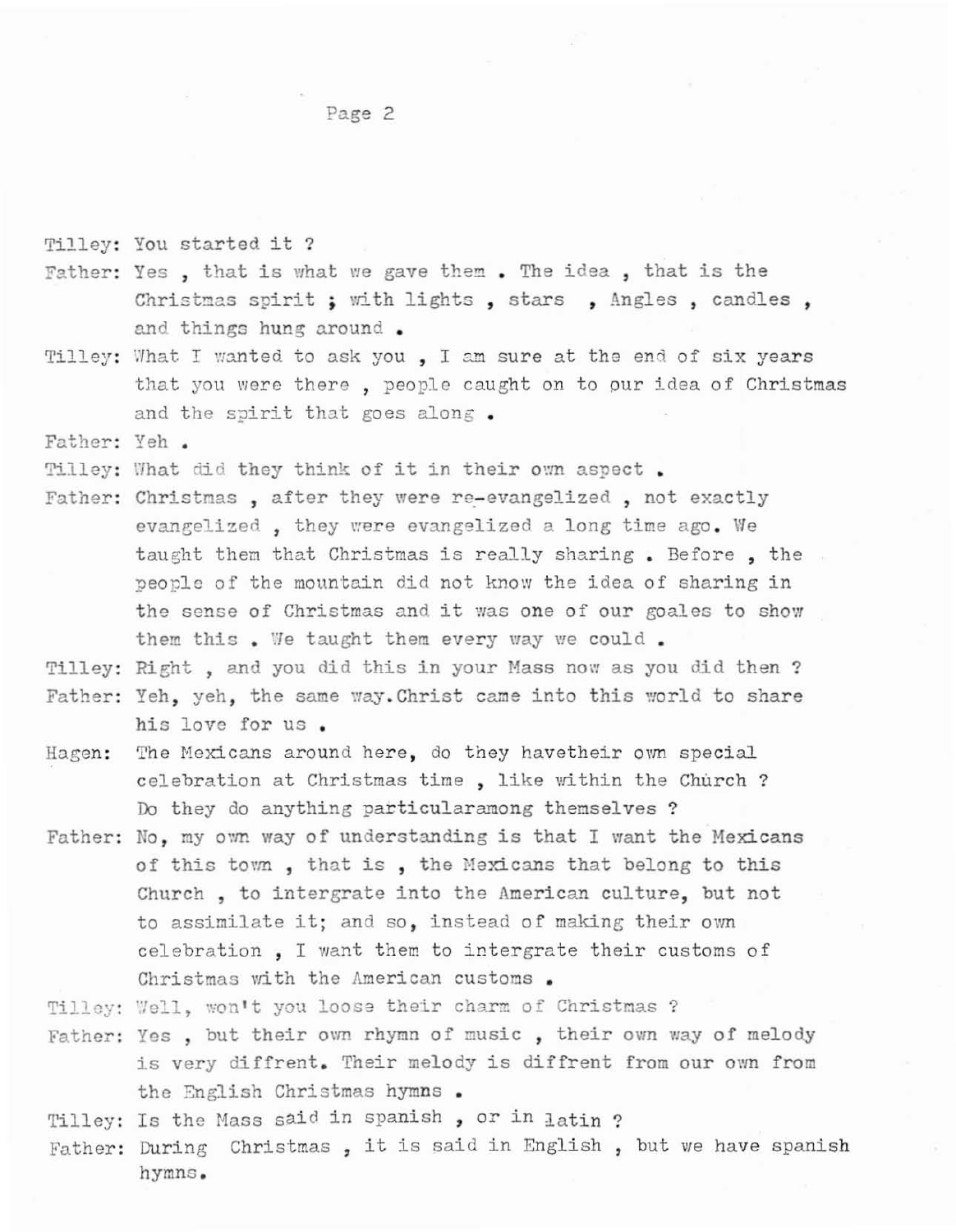Tilley: You started it ?

Father: Yes , that is what we gave them . The idea , that is the Christmas spirit ; with lights , stars , Angles , candles , and things hung around .

Tilley: What I wanted to ask you , I am sure at the end of six years that you were there , people caught on to our idea of Christmas and the spirit that goes along .

Father: Yeh .

Tilley: What did they think of it in their own aspect .

Father: Christmas , after they were re-evangelized , not exactly evangelized , they were evangelized a long time ago. We taught them that Christmas is really sharing . Before , the people of the mountain did not know the idea of sharing in the sense of Christmas and it was one of our goales to show them this . We taught them every way we could .

Tilley: Right , and you did this in your Mass now as you did then ?

Father: Yeh, yeh, the same way.Christ came into this world to share his love for us .

Hagen: The Mexicans around here, do they havetheir own special celebration at Christmas time , like within the Church ? Do they do anything particularamong themselves ?

Father: No, my own way of understanding is that I want the Mexicans of this town , that is , the Mexicans that belong to this Church , to intergrate into the American culture, but not to assimilate it; and so, instead of making their own celebration , I want them to intergrate their customs of Christmas with the American customs .

Tilley: Well, won't you loose their charm of Christmas ?

Father: Yes , but their own rhymn of music , their own way of melody is very diffrent. Their melody is diffrent from our own from the English Christmas hymns .

Tilley: Is the Mass said in spanish , or in latin ?

Father: During Christmas , it is said in English , but we have spanish hymns.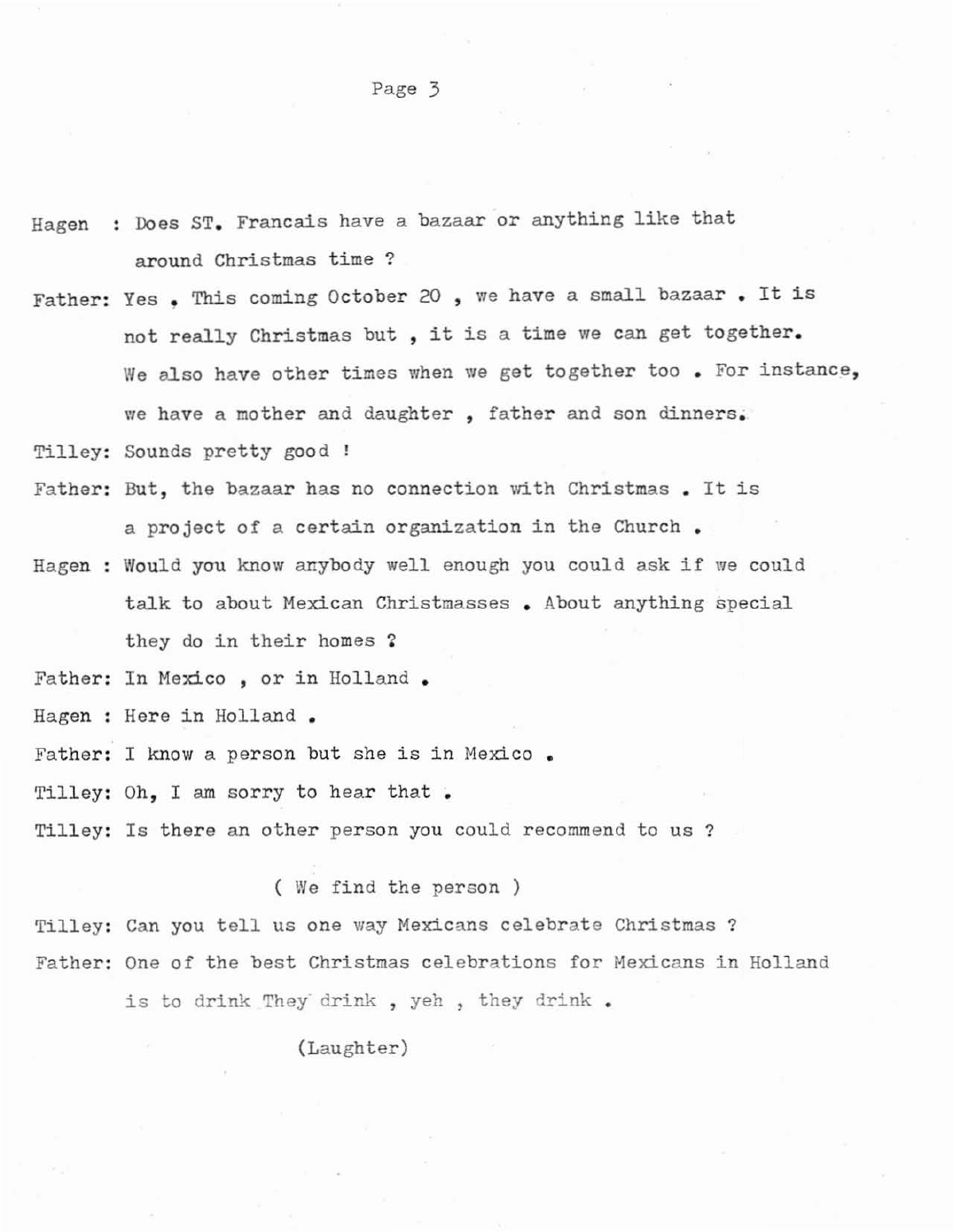Hagen : Does ST. Francais have a bazaar or anything like that around Christmas time ?

Father: Yes . This coming October 20 , we have a small bazaar . It is not really Christmas but , it is a time we can get together. We also have other times when we get together too . For instance, we have a mother and daughter , father and son dinners.

Tilley: Sounds pretty good !

Father: But, the bazaar has no connection with Christmas . It is a project of a certain organization in the Church .

Hagen : Would you know anybody well enough you could ask if we could talk to about Mexican Christmasses . About anything special they do in their homes ?

Father: In Mexico , or in Holland .

Hagen : Here in Holland .

Father: I know a person but she is in Mexico .

Tilley: Oh, I am sorry to hear that .

Tilley: Is there an other person you could recommend to us ?

( We find the person )

Tilley: Can you tell us one way Mexicans celebrate Christmas ?

Father: One of the best Christmas celebrations for Mexicans in Holland is to drink They drink , yeh , they drink .

(Laughter)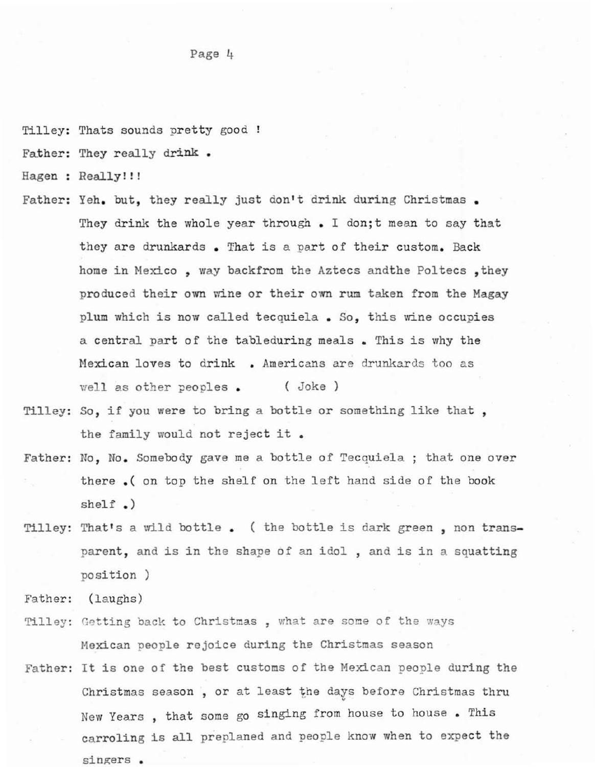Tilley: Thats sounds pretty good !

Father: They really drink .

Hagen : Really!!!

Father: Yeh. but, they really just don't drink during Christmas . They drink the whole year through . I don;t mean to say that they are drunkards . That is a part of their custom. Back home in Mexico , way backfrom the Aztecs andthe Poltecs ,they produced their own wine or their own rum taken from the Magay plum which is now called tecquiela . So, this wine occupies a central part of the tableduring meals . This is why the Mexican loves to drink . Americans are drunkards too as well as other peoples . ( Joke )

Tilley: So, if you were to bring a bottle or something like that , the family would not reject it .

Father: No, No. Somebody gave me a bottle of Tecquiela ; that one over there .( on top the shelf on the left hand side of the book shelf .)

Tilley: That's a wild bottle . ( the bottle is dark green , non transparent, and is in the shape of an idol , and is in a squatting position )

Father: (laughs)

Tilley: Getting back to Christmas , what are some of the ways Mexican people rejoice during the Christmas season

Father: It is one of the best customs of the Mexican people during the Christmas season , or at least the days before Christmas thru New Years , that some go singing from house to house . This carroling is all preplaned and people know when to expect the singers .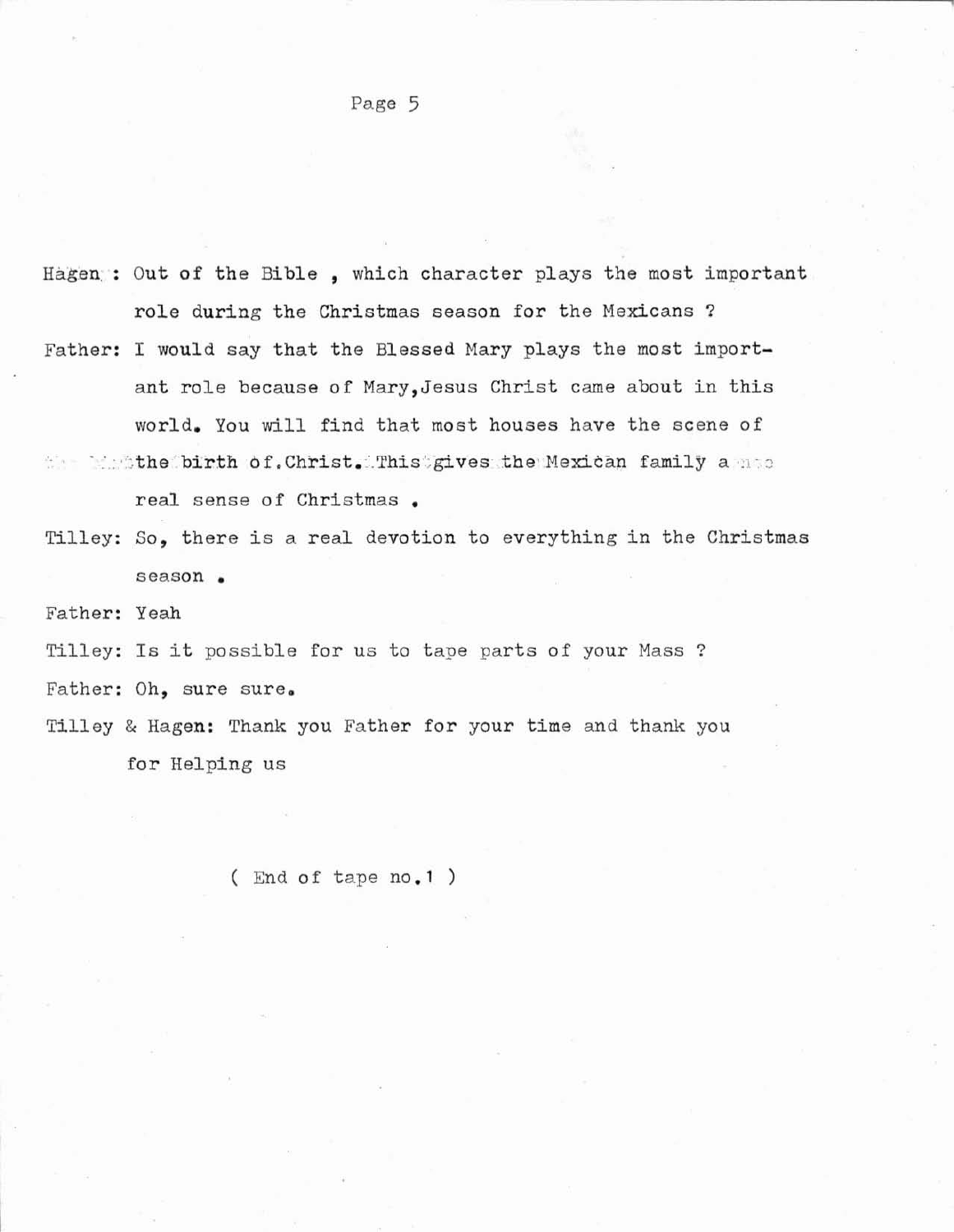Hagen : Out of the Bible , which character plays the most important role during the Christmas season for the Mexicans ?

Father: I would say that the Blessed Mary plays the most important role because of Mary,Jesus Christ came about in this world. You will find that most houses have the scene of the birth of Christ. This gives the Mexican family a real sense of Christmas .

Tilley: So, there is a real devotion to everything in the Christmas season .

Father: Yeah

Tilley: Is it possible for us to tape parts of your Mass ?

Father: Oh, sure sure.

Tilley & Hagen: Thank you Father for your time and thank you for Helping us

( End of tape no.1 )